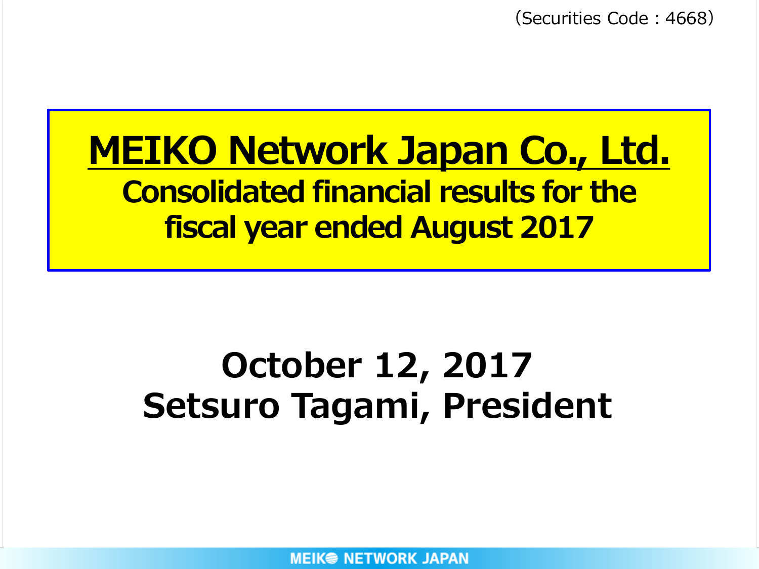(Securities Code : 4668)

# MEIKO Network Japan Co., Ltd.

## Consolidated financial results for the fiscal year ended August 2017

**October 12, 2017**

**Setsuro Tagami, President**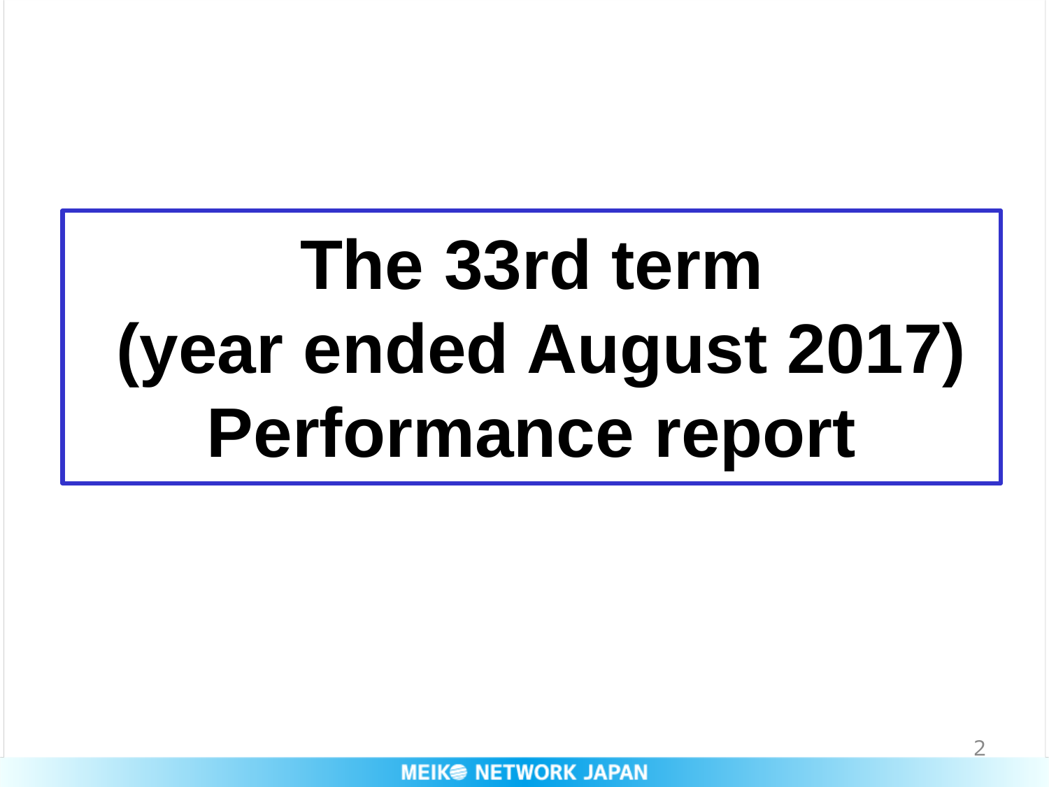# The 33rd term (year ended August 2017) Performance report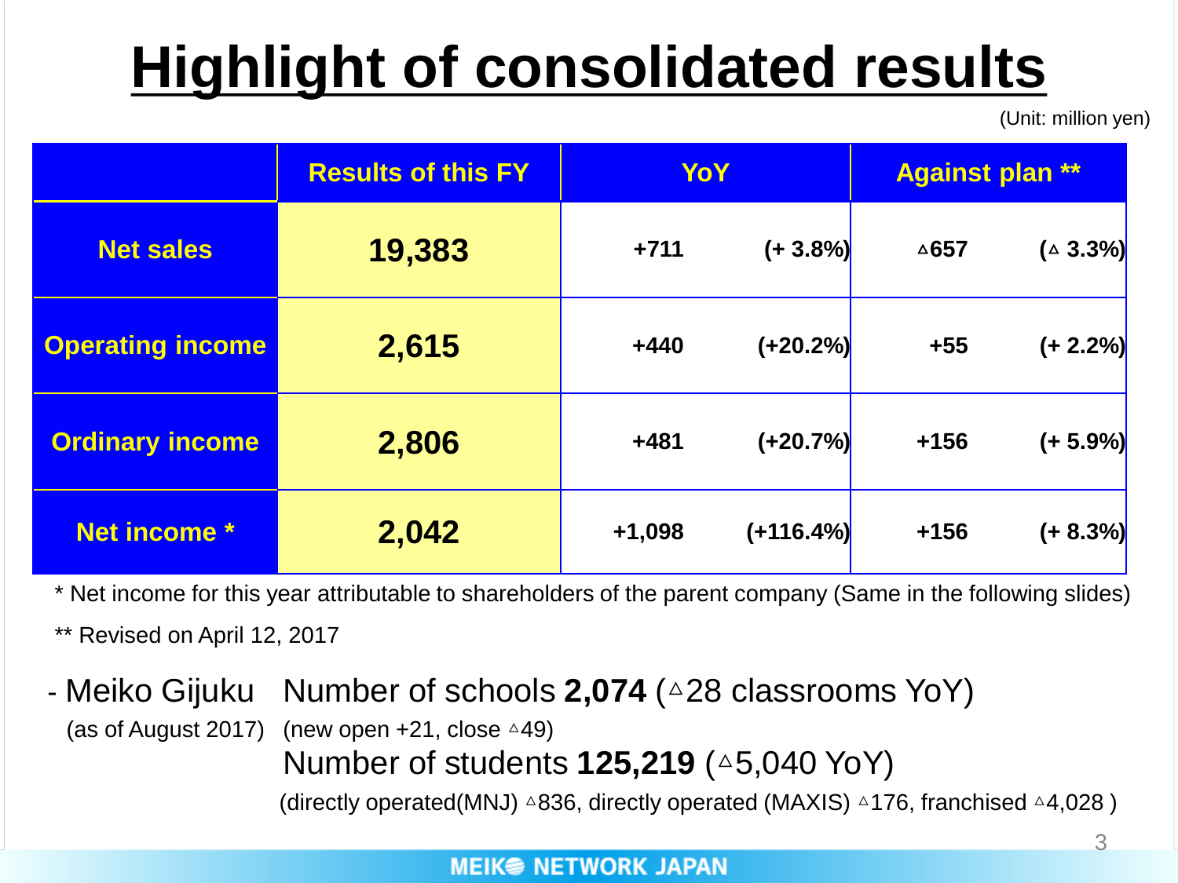# Highlight of consolidated results

(Unit: million yen)

| | Results of this FY | YoY | | Against plan ** | |
|---|---|---|---|---|---|
| Net sales | 19,383 | +711 | (+ 3.8%) | ▵657 | (▵ 3.3%) |
| Operating income | 2,615 | +440 | (+20.2%) | +55 | (+ 2.2%) |
| Ordinary income | 2,806 | +481 | (+20.7%) | +156 | (+ 5.9%) |
| Net income * | 2,042 | +1,098 | (+116.4%) | +156 | (+ 8.3%) |

* Net income for this year attributable to shareholders of the parent company (Same in the following slides)

** Revised on April 12, 2017

- Meiko Gijuku (as of August 2017)
  - Number of schools **2,074** (▵28 classrooms YoY)
    (new open +21, close ▵49)
  - Number of students **125,219** (▵5,040 YoY)
    (directly operated(MNJ) ▵836, directly operated (MAXIS) ▵176, franchised ▵4,028 )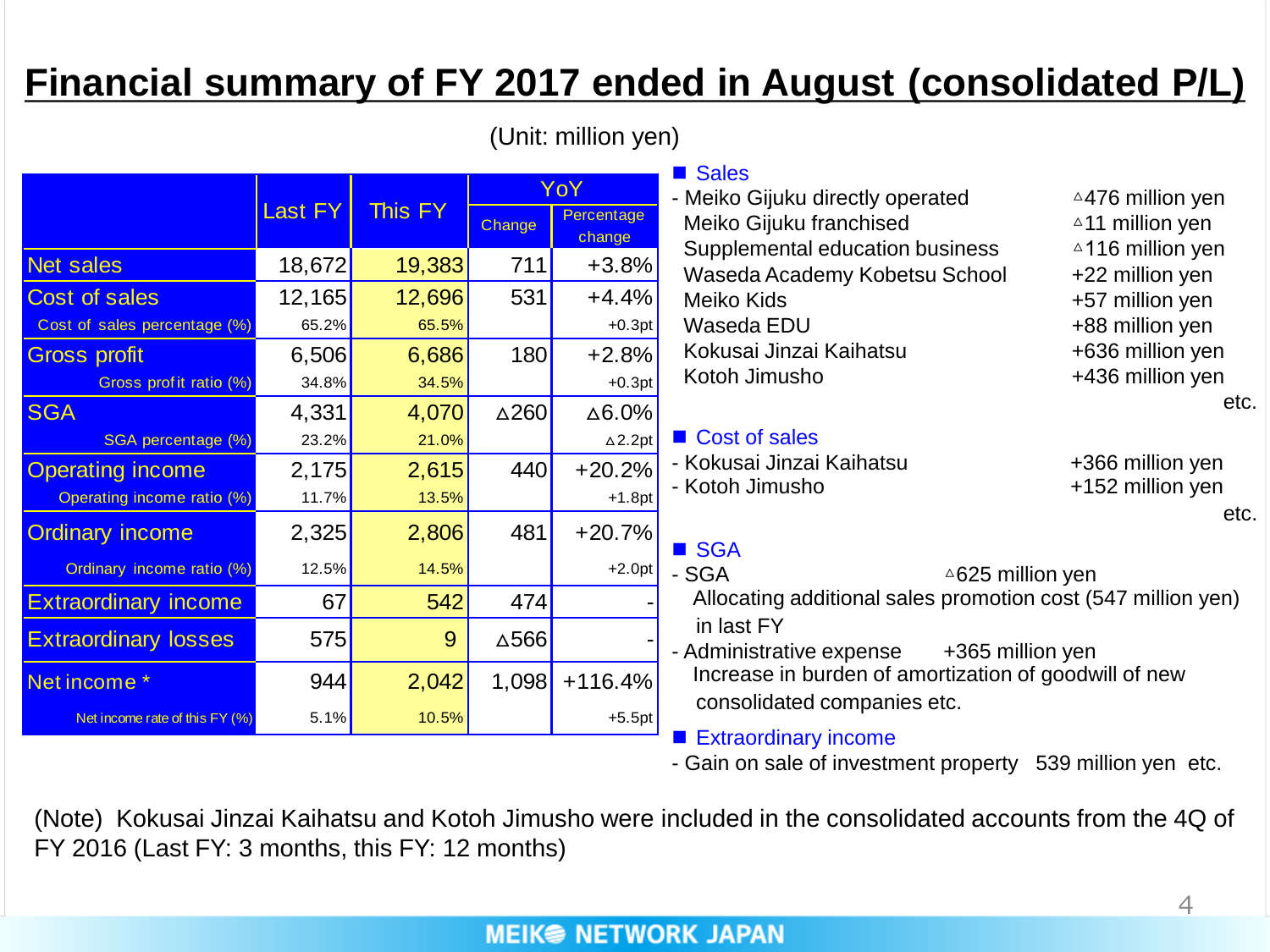# Financial summary of FY 2017 ended in August (consolidated P/L)

(Unit: million yen)

| | Last FY | This FY | YoY | |
|---|---|---|---|---|
| | | | Change | Percentage change |
| Net sales | 18,672 | 19,383 | 711 | +3.8% |
| Cost of sales | 12,165 | 12,696 | 531 | +4.4% |
| Cost of sales percentage (%) | 65.2% | 65.5% | | +0.3pt |
| Gross profit | 6,506 | 6,686 | 180 | +2.8% |
| Gross profit ratio (%) | 34.8% | 34.5% | | +0.3pt |
| SGA | 4,331 | 4,070 | △260 | △6.0% |
| SGA percentage (%) | 23.2% | 21.0% | | △2.2pt |
| Operating income | 2,175 | 2,615 | 440 | +20.2% |
| Operating income ratio (%) | 11.7% | 13.5% | | +1.8pt |
| Ordinary income | 2,325 | 2,806 | 481 | +20.7% |
| Ordinary income ratio (%) | 12.5% | 14.5% | | +2.0pt |
| Extraordinary income | 67 | 542 | 474 | - |
| Extraordinary losses | 575 | 9 | △566 | - |
| Net income * | 944 | 2,042 | 1,098 | +116.4% |
| Net income rate of this FY (%) | 5.1% | 10.5% | | +5.5pt |

■ Sales

- Meiko Gijuku directly operated △476 million yen
  - Meiko Gijuku franchised △11 million yen
  - Supplemental education business △116 million yen
  - Waseda Academy Kobetsu School +22 million yen
  - Meiko Kids +57 million yen
  - Waseda EDU +88 million yen
  - Kokusai Jinzai Kaihatsu +636 million yen
  - Kotoh Jimusho +436 million yen

etc.

■ Cost of sales

- Kokusai Jinzai Kaihatsu +366 million yen
- Kotoh Jimusho +152 million yen

etc.

■ SGA

- SGA △625 million yen
  Allocating additional sales promotion cost (547 million yen) in last FY
- Administrative expense +365 million yen
  Increase in burden of amortization of goodwill of new consolidated companies etc.

■ Extraordinary income

- Gain on sale of investment property 539 million yen etc.

(Note) Kokusai Jinzai Kaihatsu and Kotoh Jimusho were included in the consolidated accounts from the 4Q of FY 2016 (Last FY: 3 months, this FY: 12 months)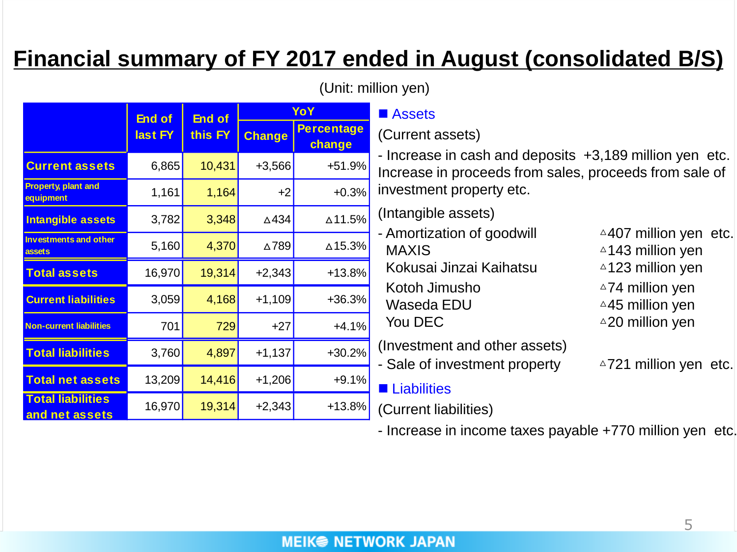# Financial summary of FY 2017 ended in August (consolidated B/S)

(Unit: million yen)

| | End of last FY | End of this FY | YoY | |
|---|---|---|---|---|
| | | | Change | Percentage change |
| Current assets | 6,865 | 10,431 | +3,566 | +51.9% |
| Property, plant and equipment | 1,161 | 1,164 | +2 | +0.3% |
| Intangible assets | 3,782 | 3,348 | △434 | △11.5% |
| Investments and other assets | 5,160 | 4,370 | △789 | △15.3% |
| Total assets | 16,970 | 19,314 | +2,343 | +13.8% |
| Current liabilities | 3,059 | 4,168 | +1,109 | +36.3% |
| Non-current liabilities | 701 | 729 | +27 | +4.1% |
| Total liabilities | 3,760 | 4,897 | +1,137 | +30.2% |
| Total net assets | 13,209 | 14,416 | +1,206 | +9.1% |
| Total liabilities and net assets | 16,970 | 19,314 | +2,343 | +13.8% |

## ■ Assets

(Current assets)

- Increase in cash and deposits +3,189 million yen etc. Increase in proceeds from sales, proceeds from sale of investment property etc.

(Intangible assets)

- Amortization of goodwill △407 million yen etc.
  - MAXIS △143 million yen
  - Kokusai Jinzai Kaihatsu △123 million yen
  - Kotoh Jimusho △74 million yen
  - Waseda EDU △45 million yen
  - You DEC △20 million yen

(Investment and other assets)

- Sale of investment property △721 million yen etc.

## ■ Liabilities

(Current liabilities)

- Increase in income taxes payable +770 million yen etc.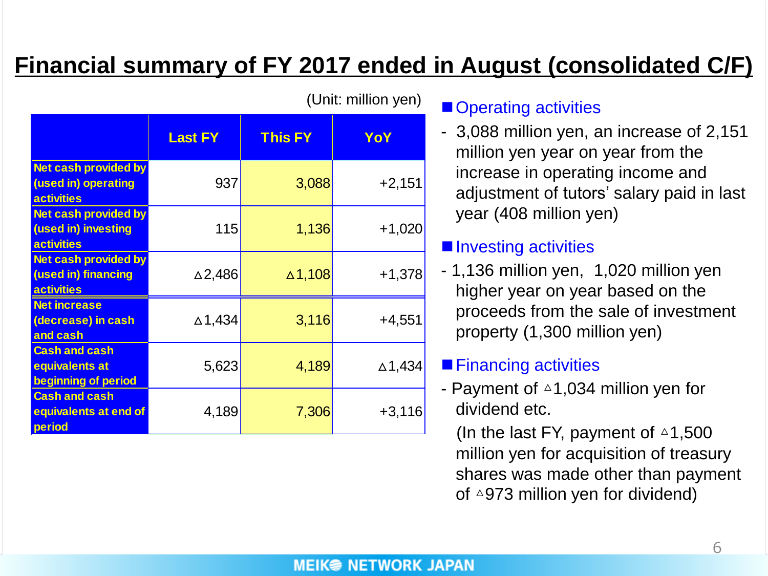# Financial summary of FY 2017 ended in August (consolidated C/F)

(Unit: million yen)

| | Last FY | This FY | YoY |
|---|---|---|---|
| Net cash provided by (used in) operating activities | 937 | 3,088 | +2,151 |
| Net cash provided by (used in) investing activities | 115 | 1,136 | +1,020 |
| Net cash provided by (used in) financing activities | △2,486 | △1,108 | +1,378 |
| Net increase (decrease) in cash and cash | △1,434 | 3,116 | +4,551 |
| Cash and cash equivalents at beginning of period | 5,623 | 4,189 | △1,434 |
| Cash and cash equivalents at end of period | 4,189 | 7,306 | +3,116 |

■ Operating activities

- 3,088 million yen, an increase of 2,151 million yen year on year from the increase in operating income and adjustment of tutors' salary paid in last year (408 million yen)

■ Investing activities

- 1,136 million yen, 1,020 million yen higher year on year based on the proceeds from the sale of investment property (1,300 million yen)

■ Financing activities

- Payment of △1,034 million yen for dividend etc.

  (In the last FY, payment of △1,500 million yen for acquisition of treasury shares was made other than payment of △973 million yen for dividend)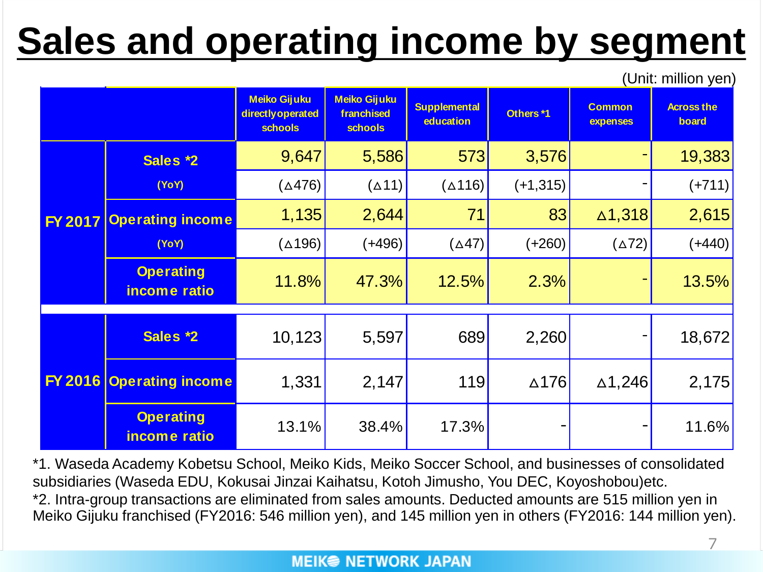# Sales and operating income by segment

(Unit: million yen)

| | | Meiko Gijuku directly operated schools | Meiko Gijuku franchised schools | Supplemental education | Others *1 | Common expenses | Across the board |
|---|---|---|---|---|---|---|---|
| FY 2017 | Sales *2 | 9,647 | 5,586 | 573 | 3,576 | - | 19,383 |
| | (YoY) | (△476) | (△11) | (△116) | (+1,315) | - | (+711) |
| | Operating income | 1,135 | 2,644 | 71 | 83 | △1,318 | 2,615 |
| | (YoY) | (△196) | (+496) | (△47) | (+260) | (△72) | (+440) |
| | Operating income ratio | 11.8% | 47.3% | 12.5% | 2.3% | - | 13.5% |
| FY 2016 | Sales *2 | 10,123 | 5,597 | 689 | 2,260 | - | 18,672 |
| | Operating income | 1,331 | 2,147 | 119 | △176 | △1,246 | 2,175 |
| | Operating income ratio | 13.1% | 38.4% | 17.3% | - | - | 11.6% |

*1. Waseda Academy Kobetsu School, Meiko Kids, Meiko Soccer School, and businesses of consolidated subsidiaries (Waseda EDU, Kokusai Jinzai Kaihatsu, Kotoh Jimusho, You DEC, Koyoshobou)etc.

*2. Intra-group transactions are eliminated from sales amounts. Deducted amounts are 515 million yen in Meiko Gijuku franchised (FY2016: 546 million yen), and 145 million yen in others (FY2016: 144 million yen).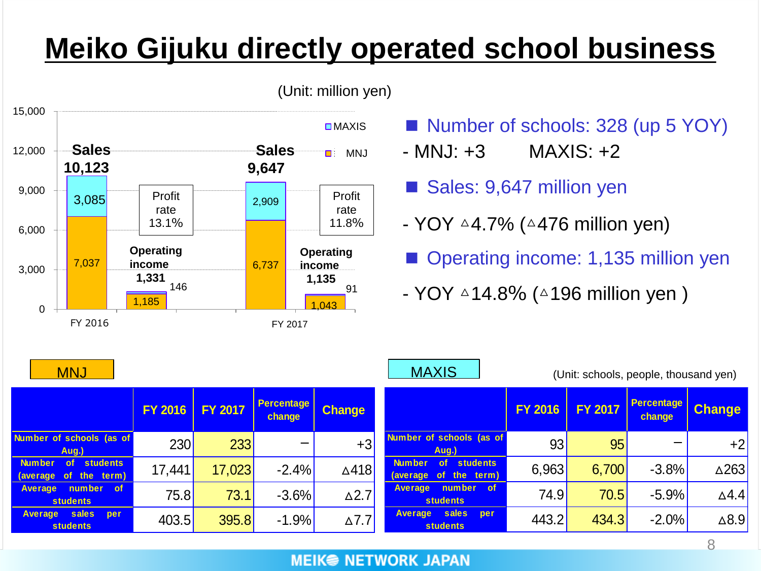# Meiko Gijuku directly operated school business

(Unit: million yen)

| | FY 2016 | FY 2017 |
|---|---|---|
| Sales | 10,123 | 9,647 |
| MAXIS | 3,085 | 2,909 |
| MNJ | 7,037 | 6,737 |
| Operating income | 1,331 | 1,135 |
| MAXIS | 146 | 91 |
| MNJ | 1,185 | 1,043 |
| Profit rate | 13.1% | 11.8% |

- **Number of schools: 328 (up 5 YOY)**
  - MNJ: +3　　MAXIS: +2
- **Sales: 9,647 million yen**
  - YOY △4.7% (△476 million yen)
- **Operating income: 1,135 million yen**
  - YOY △14.8% (△196 million yen )

(Unit: schools, people, thousand yen)

**MNJ**

| | FY 2016 | FY 2017 | Percentage change | Change |
|---|---|---|---|---|
| Number of schools (as of Aug.) | 230 | 233 | － | +3 |
| Number of students (average of the term) | 17,441 | 17,023 | -2.4% | △418 |
| Average number of students | 75.8 | 73.1 | -3.6% | △2.7 |
| Average sales per students | 403.5 | 395.8 | -1.9% | △7.7 |

**MAXIS**

| | FY 2016 | FY 2017 | Percentage change | Change |
|---|---|---|---|---|
| Number of schools (as of Aug.) | 93 | 95 | － | +2 |
| Number of students (average of the term) | 6,963 | 6,700 | -3.8% | △263 |
| Average number of students | 74.9 | 70.5 | -5.9% | △4.4 |
| Average sales per students | 443.2 | 434.3 | -2.0% | △8.9 |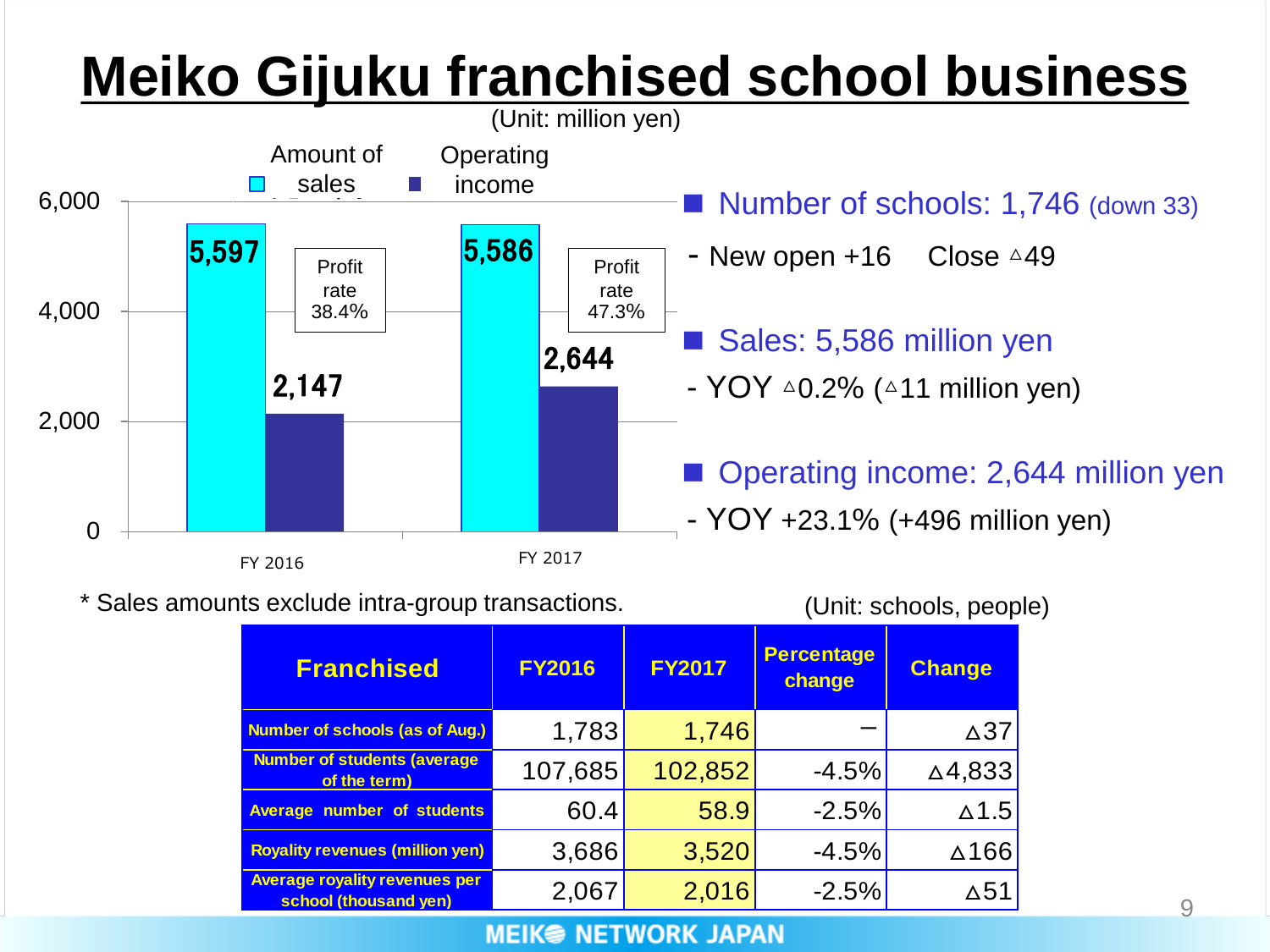# Meiko Gijuku franchised school business

(Unit: million yen)

| | Amount of sales | Operating income | Profit rate |
|---|---|---|---|
| FY 2016 | 5,597 | 2,147 | 38.4% |
| FY 2017 | 5,586 | 2,644 | 47.3% |

- **Number of schools: 1,746** (down 33)
  - New open +16　Close △49
- **Sales: 5,586 million yen**
  - YOY △0.2% (△11 million yen)
- **Operating income: 2,644 million yen**
  - YOY +23.1% (+496 million yen)

\* Sales amounts exclude intra-group transactions.

(Unit: schools, people)

| Franchised | FY2016 | FY2017 | Percentage change | Change |
|---|---|---|---|---|
| Number of schools (as of Aug.) | 1,783 | 1,746 | ー | △37 |
| Number of students (average of the term) | 107,685 | 102,852 | -4.5% | △4,833 |
| Average number of students | 60.4 | 58.9 | -2.5% | △1.5 |
| Royality revenues (million yen) | 3,686 | 3,520 | -4.5% | △166 |
| Average royality revenues per school (thousand yen) | 2,067 | 2,016 | -2.5% | △51 |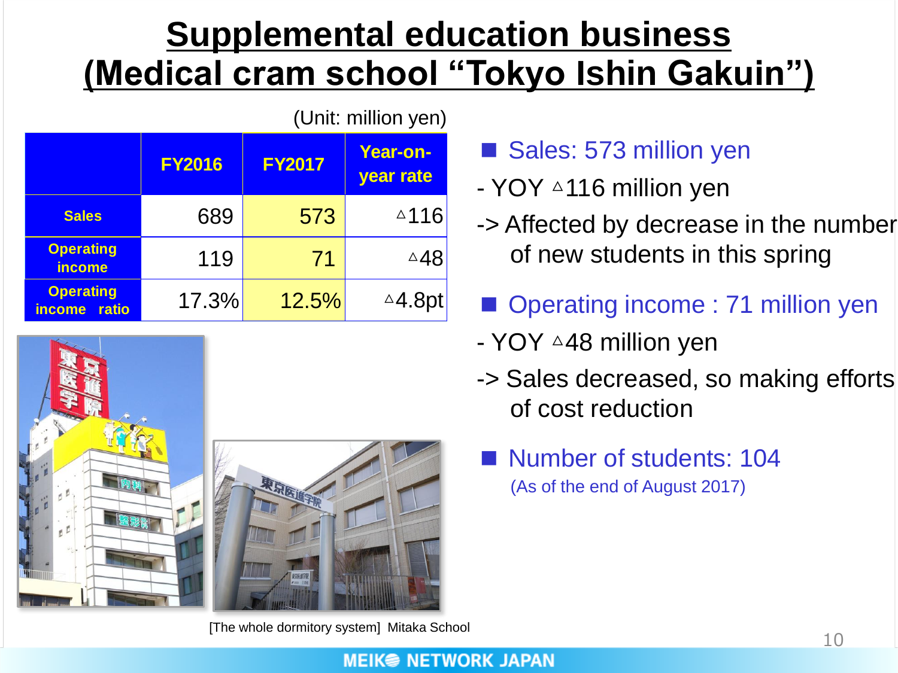# Supplemental education business (Medical cram school "Tokyo Ishin Gakuin")

(Unit: million yen)

| | FY2016 | FY2017 | Year-on-year rate |
|---|---|---|---|
| Sales | 689 | 573 | △116 |
| Operating income | 119 | 71 | △48 |
| Operating income ratio | 17.3% | 12.5% | △4.8pt |

[The whole dormitory system] Mitaka School

- **Sales: 573 million yen**
  - YOY △116 million yen
  - -> Affected by decrease in the number of new students in this spring
- **Operating income : 71 million yen**
  - YOY △48 million yen
  - -> Sales decreased, so making efforts of cost reduction
- **Number of students: 104**
  (As of the end of August 2017)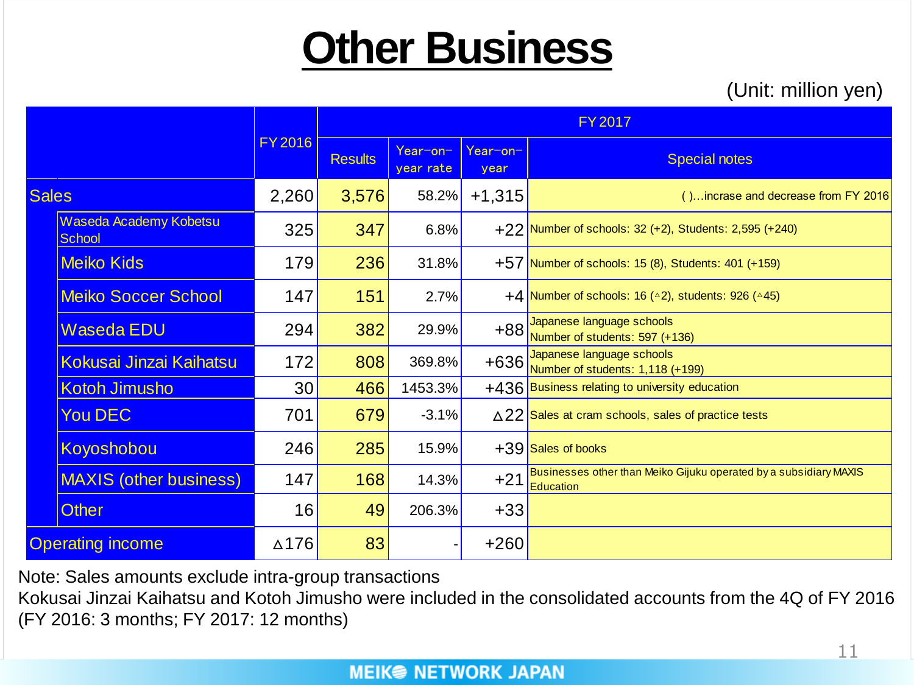# Other Business

(Unit: million yen)

| | | FY 2016 | FY 2017 | | | |
|---|---|---|---|---|---|---|
| | | | Results | Year-on-year rate | Year-on-year | Special notes |
| Sales | | 2,260 | 3,576 | 58.2% | +1,315 | ( )…incrase and decrease from FY 2016 |
| | Waseda Academy Kobetsu School | 325 | 347 | 6.8% | +22 | Number of schools: 32 (+2), Students: 2,595 (+240) |
| | Meiko Kids | 179 | 236 | 31.8% | +57 | Number of schools: 15 (8), Students: 401 (+159) |
| | Meiko Soccer School | 147 | 151 | 2.7% | +4 | Number of schools: 16 (△2), students: 926 (△45) |
| | Waseda EDU | 294 | 382 | 29.9% | +88 | Japanese language schools Number of students: 597 (+136) |
| | Kokusai Jinzai Kaihatsu | 172 | 808 | 369.8% | +636 | Japanese language schools Number of students: 1,118 (+199) |
| | Kotoh Jimusho | 30 | 466 | 1453.3% | +436 | Business relating to university education |
| | You DEC | 701 | 679 | -3.1% | △22 | Sales at cram schools, sales of practice tests |
| | Koyoshobou | 246 | 285 | 15.9% | +39 | Sales of books |
| | MAXIS (other business) | 147 | 168 | 14.3% | +21 | Businesses other than Meiko Gijuku operated by a subsidiary MAXIS Education |
| | Other | 16 | 49 | 206.3% | +33 | |
| Operating income | | △176 | 83 | - | +260 | |

Note: Sales amounts exclude intra-group transactions

Kokusai Jinzai Kaihatsu and Kotoh Jimusho were included in the consolidated accounts from the 4Q of FY 2016 (FY 2016: 3 months; FY 2017: 12 months)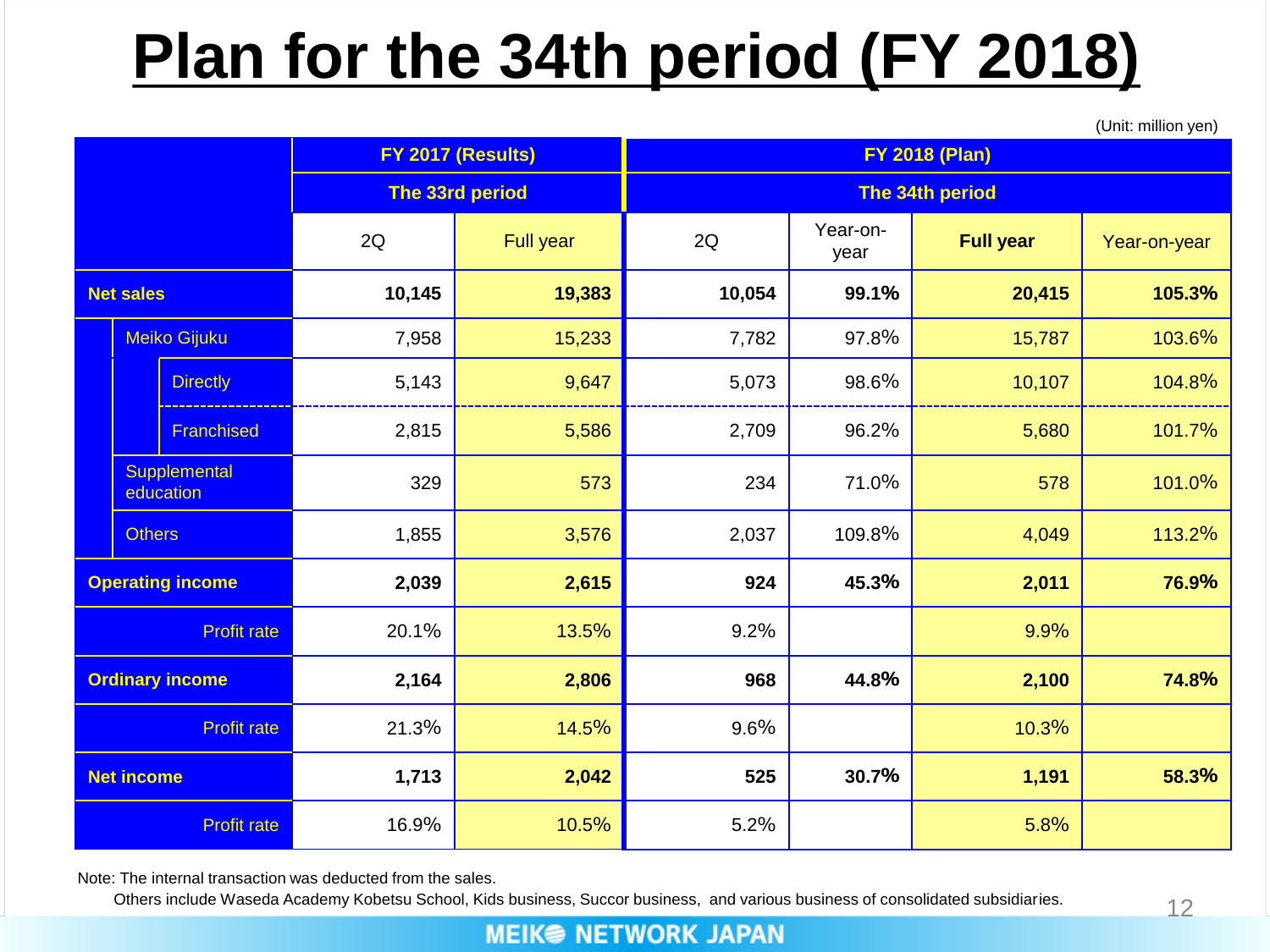# Plan for the 34th period (FY 2018)

(Unit: million yen)

| | FY 2017 (Results) The 33rd period | | FY 2018 (Plan) The 34th period | | | |
|---|---|---|---|---|---|---|
| | 2Q | Full year | 2Q | Year-on-year | Full year | Year-on-year |
| **Net sales** | **10,145** | **19,383** | **10,054** | **99.1%** | **20,415** | **105.3%** |
| Meiko Gijuku | 7,958 | 15,233 | 7,782 | 97.8% | 15,787 | 103.6% |
| Directly | 5,143 | 9,647 | 5,073 | 98.6% | 10,107 | 104.8% |
| Franchised | 2,815 | 5,586 | 2,709 | 96.2% | 5,680 | 101.7% |
| Supplemental education | 329 | 573 | 234 | 71.0% | 578 | 101.0% |
| Others | 1,855 | 3,576 | 2,037 | 109.8% | 4,049 | 113.2% |
| **Operating income** | **2,039** | **2,615** | **924** | **45.3%** | **2,011** | **76.9%** |
| Profit rate | 20.1% | 13.5% | 9.2% | | 9.9% | |
| **Ordinary income** | **2,164** | **2,806** | **968** | **44.8%** | **2,100** | **74.8%** |
| Profit rate | 21.3% | 14.5% | 9.6% | | 10.3% | |
| **Net income** | **1,713** | **2,042** | **525** | **30.7%** | **1,191** | **58.3%** |
| Profit rate | 16.9% | 10.5% | 5.2% | | 5.8% | |

Note: The internal transaction was deducted from the sales.
Others include Waseda Academy Kobetsu School, Kids business, Succor business, and various business of consolidated subsidiaries.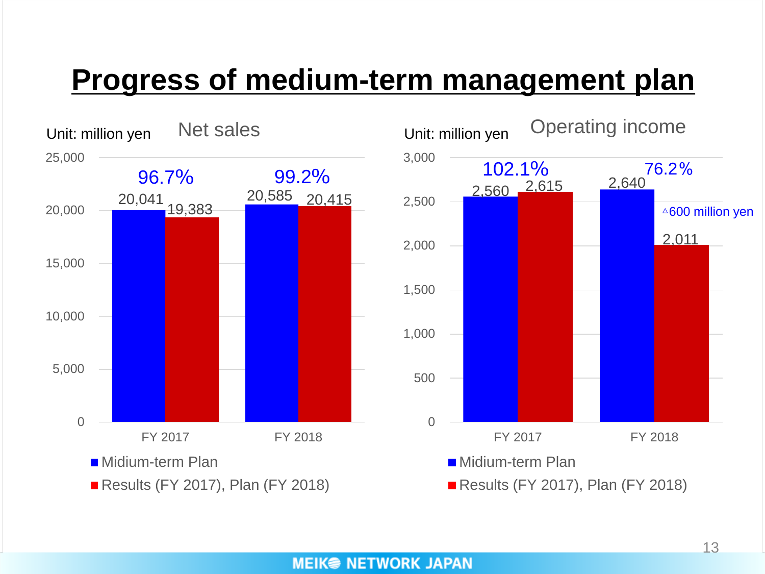# Progress of medium-term management plan

## Net sales

Unit: million yen

| | Midium-term Plan | Results (FY 2017), Plan (FY 2018) | Achievement |
|---|---|---|---|
| FY 2017 | 20,041 | 19,383 | 96.7% |
| FY 2018 | 20,585 | 20,415 | 99.2% |

## Operating income

Unit: million yen

| | Midium-term Plan | Results (FY 2017), Plan (FY 2018) | Achievement |
|---|---|---|---|
| FY 2017 | 2,560 | 2,615 | 102.1% |
| FY 2018 | 2,640 | 2,011 | 76.2% |

FY 2018: △600 million yen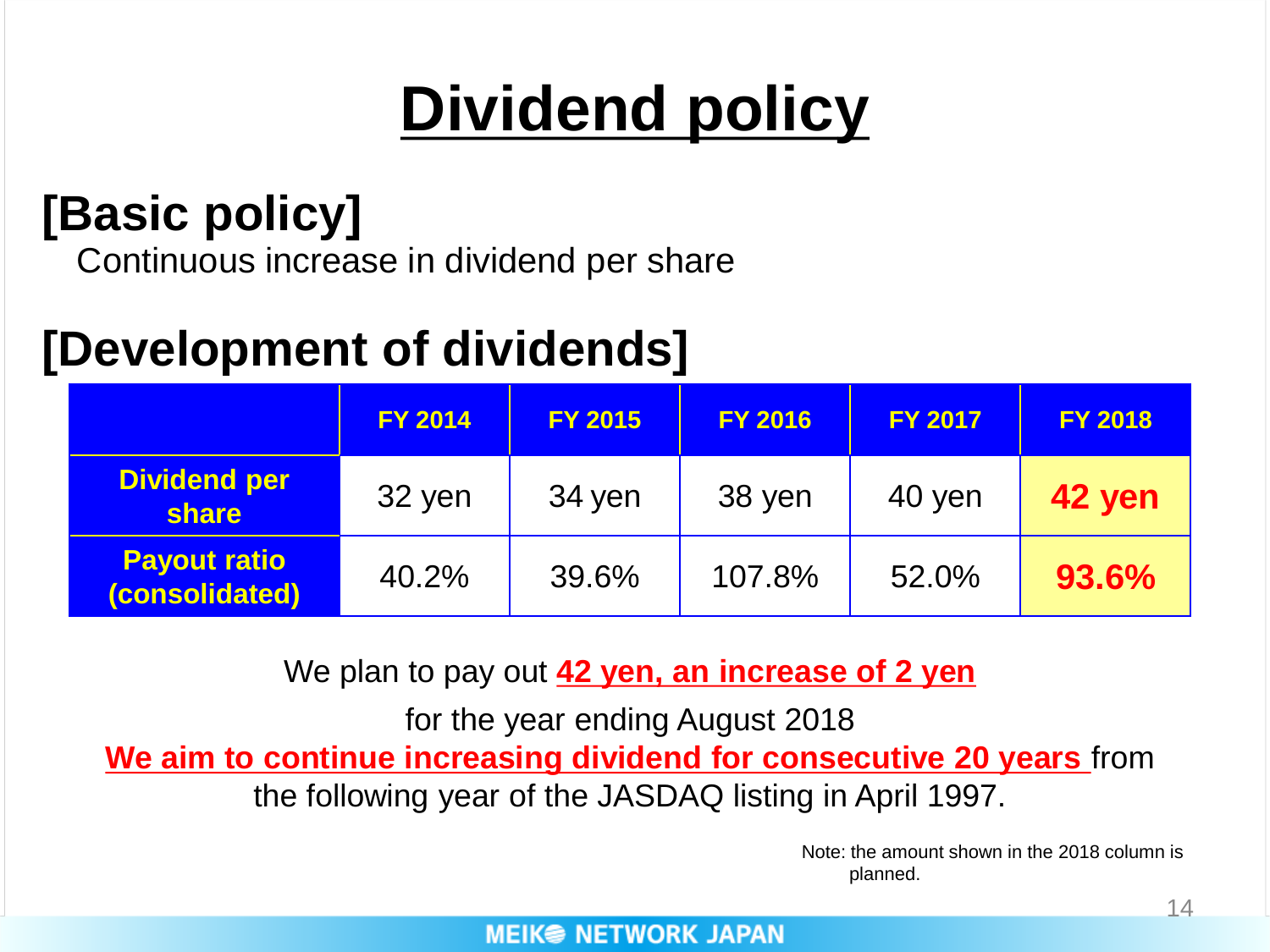# Dividend policy

## [Basic policy]

Continuous increase in dividend per share

## [Development of dividends]

| | FY 2014 | FY 2015 | FY 2016 | FY 2017 | FY 2018 |
|---|---|---|---|---|---|
| Dividend per share | 32 yen | 34 yen | 38 yen | 40 yen | **42 yen** |
| Payout ratio (consolidated) | 40.2% | 39.6% | 107.8% | 52.0% | **93.6%** |

We plan to pay out **42 yen, an increase of 2 yen**

for the year ending August 2018

**We aim to continue increasing dividend for consecutive 20 years** from the following year of the JASDAQ listing in April 1997.

Note: the amount shown in the 2018 column is planned.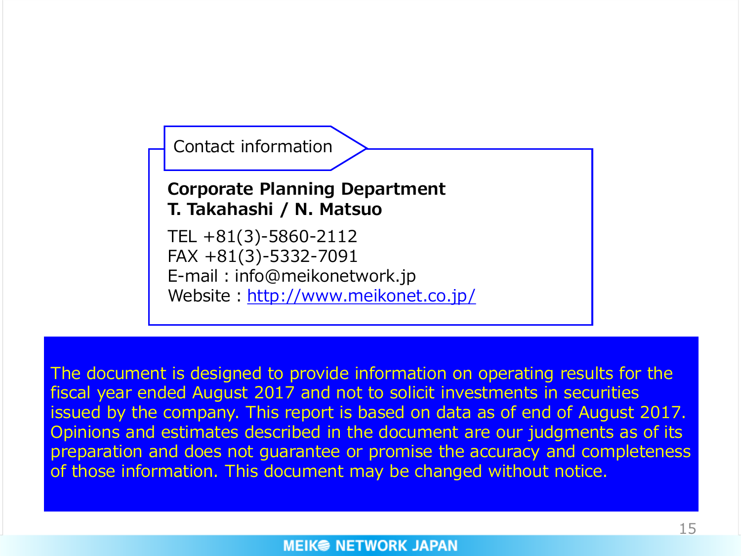## Contact information

**Corporate Planning Department**
**T. Takahashi / N. Matsuo**

TEL +81(3)-5860-2112
FAX +81(3)-5332-7091
E-mail : info@meikonetwork.jp
Website : http://www.meikonet.co.jp/

The document is designed to provide information on operating results for the fiscal year ended August 2017 and not to solicit investments in securities issued by the company. This report is based on data as of end of August 2017. Opinions and estimates described in the document are our judgments as of its preparation and does not guarantee or promise the accuracy and completeness of those information. This document may be changed without notice.